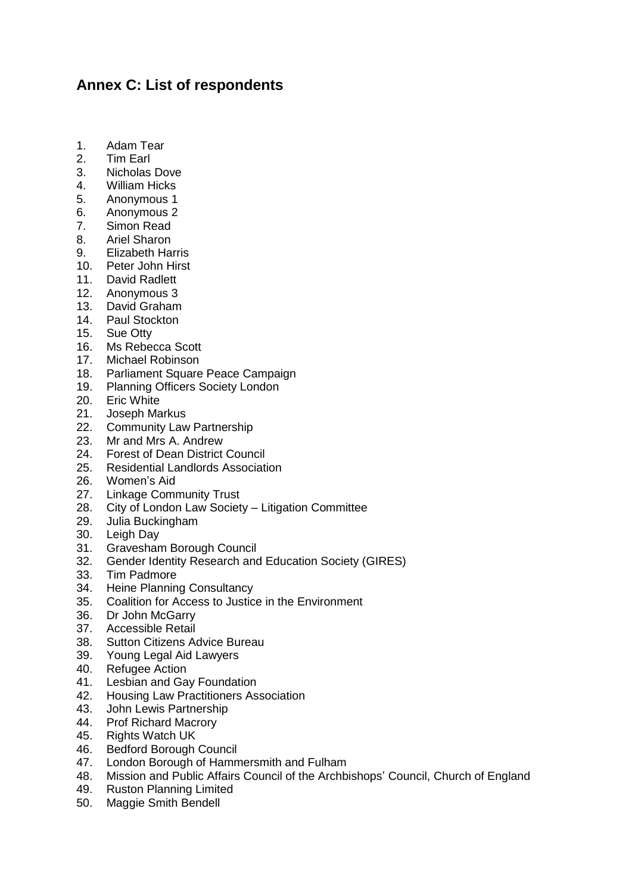## Annex C: List of respondents

1. Adam Tear
2. Tim Earl
3. Nicholas Dove
4. William Hicks
5. Anonymous 1
6. Anonymous 2
7. Simon Read
8. Ariel Sharon
9. Elizabeth Harris
10. Peter John Hirst
11. David Radlett
12. Anonymous 3
13. David Graham
14. Paul Stockton
15. Sue Otty
16. Ms Rebecca Scott
17. Michael Robinson
18. Parliament Square Peace Campaign
19. Planning Officers Society London
20. Eric White
21. Joseph Markus
22. Community Law Partnership
23. Mr and Mrs A. Andrew
24. Forest of Dean District Council
25. Residential Landlords Association
26. Women's Aid
27. Linkage Community Trust
28. City of London Law Society – Litigation Committee
29. Julia Buckingham
30. Leigh Day
31. Gravesham Borough Council
32. Gender Identity Research and Education Society (GIRES)
33. Tim Padmore
34. Heine Planning Consultancy
35. Coalition for Access to Justice in the Environment
36. Dr John McGarry
37. Accessible Retail
38. Sutton Citizens Advice Bureau
39. Young Legal Aid Lawyers
40. Refugee Action
41. Lesbian and Gay Foundation
42. Housing Law Practitioners Association
43. John Lewis Partnership
44. Prof Richard Macrory
45. Rights Watch UK
46. Bedford Borough Council
47. London Borough of Hammersmith and Fulham
48. Mission and Public Affairs Council of the Archbishops' Council, Church of England
49. Ruston Planning Limited
50. Maggie Smith Bendell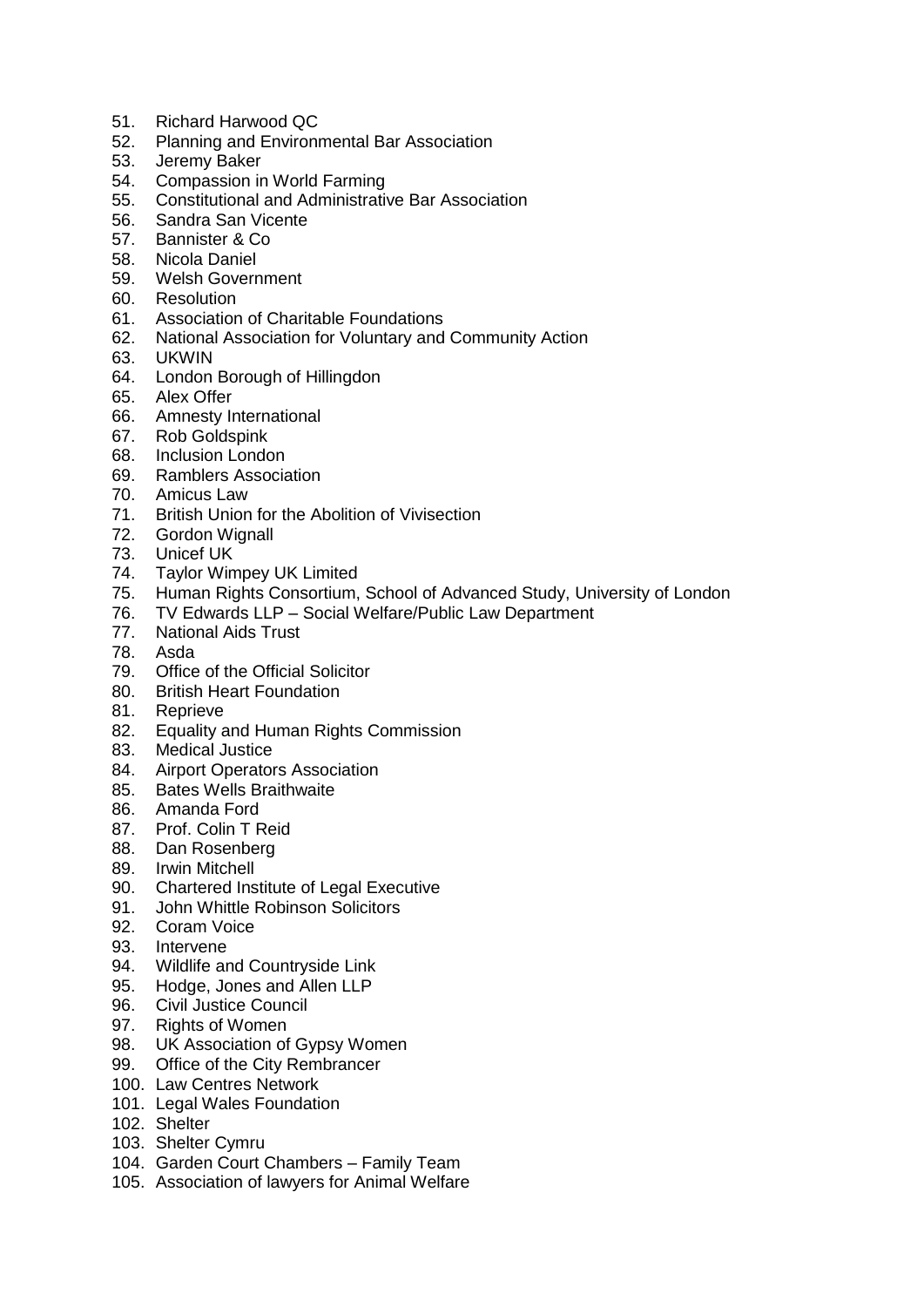51. Richard Harwood QC
52. Planning and Environmental Bar Association
53. Jeremy Baker
54. Compassion in World Farming
55. Constitutional and Administrative Bar Association
56. Sandra San Vicente
57. Bannister & Co
58. Nicola Daniel
59. Welsh Government
60. Resolution
61. Association of Charitable Foundations
62. National Association for Voluntary and Community Action
63. UKWIN
64. London Borough of Hillingdon
65. Alex Offer
66. Amnesty International
67. Rob Goldspink
68. Inclusion London
69. Ramblers Association
70. Amicus Law
71. British Union for the Abolition of Vivisection
72. Gordon Wignall
73. Unicef UK
74. Taylor Wimpey UK Limited
75. Human Rights Consortium, School of Advanced Study, University of London
76. TV Edwards LLP – Social Welfare/Public Law Department
77. National Aids Trust
78. Asda
79. Office of the Official Solicitor
80. British Heart Foundation
81. Reprieve
82. Equality and Human Rights Commission
83. Medical Justice
84. Airport Operators Association
85. Bates Wells Braithwaite
86. Amanda Ford
87. Prof. Colin T Reid
88. Dan Rosenberg
89. Irwin Mitchell
90. Chartered Institute of Legal Executive
91. John Whittle Robinson Solicitors
92. Coram Voice
93. Intervene
94. Wildlife and Countryside Link
95. Hodge, Jones and Allen LLP
96. Civil Justice Council
97. Rights of Women
98. UK Association of Gypsy Women
99. Office of the City Rembrancer
100. Law Centres Network
101. Legal Wales Foundation
102. Shelter
103. Shelter Cymru
104. Garden Court Chambers – Family Team
105. Association of lawyers for Animal Welfare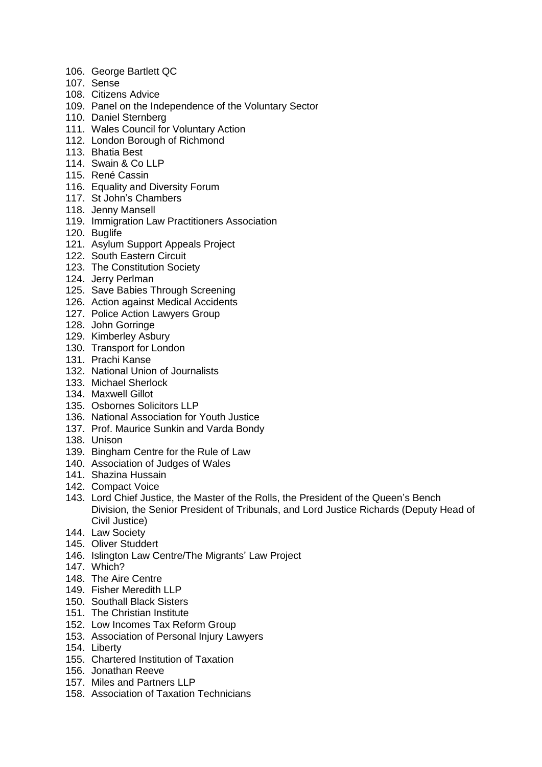106. George Bartlett QC
107. Sense
108. Citizens Advice
109. Panel on the Independence of the Voluntary Sector
110. Daniel Sternberg
111. Wales Council for Voluntary Action
112. London Borough of Richmond
113. Bhatia Best
114. Swain & Co LLP
115. René Cassin
116. Equality and Diversity Forum
117. St John's Chambers
118. Jenny Mansell
119. Immigration Law Practitioners Association
120. Buglife
121. Asylum Support Appeals Project
122. South Eastern Circuit
123. The Constitution Society
124. Jerry Perlman
125. Save Babies Through Screening
126. Action against Medical Accidents
127. Police Action Lawyers Group
128. John Gorringe
129. Kimberley Asbury
130. Transport for London
131. Prachi Kanse
132. National Union of Journalists
133. Michael Sherlock
134. Maxwell Gillot
135. Osbornes Solicitors LLP
136. National Association for Youth Justice
137. Prof. Maurice Sunkin and Varda Bondy
138. Unison
139. Bingham Centre for the Rule of Law
140. Association of Judges of Wales
141. Shazina Hussain
142. Compact Voice
143. Lord Chief Justice, the Master of the Rolls, the President of the Queen's Bench Division, the Senior President of Tribunals, and Lord Justice Richards (Deputy Head of Civil Justice)
144. Law Society
145. Oliver Studdert
146. Islington Law Centre/The Migrants' Law Project
147. Which?
148. The Aire Centre
149. Fisher Meredith LLP
150. Southall Black Sisters
151. The Christian Institute
152. Low Incomes Tax Reform Group
153. Association of Personal Injury Lawyers
154. Liberty
155. Chartered Institution of Taxation
156. Jonathan Reeve
157. Miles and Partners LLP
158. Association of Taxation Technicians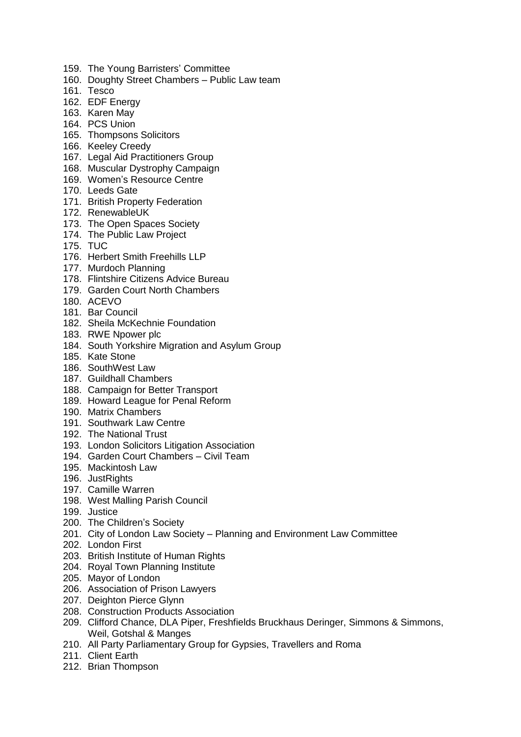159. The Young Barristers' Committee
160. Doughty Street Chambers – Public Law team
161. Tesco
162. EDF Energy
163. Karen May
164. PCS Union
165. Thompsons Solicitors
166. Keeley Creedy
167. Legal Aid Practitioners Group
168. Muscular Dystrophy Campaign
169. Women's Resource Centre
170. Leeds Gate
171. British Property Federation
172. RenewableUK
173. The Open Spaces Society
174. The Public Law Project
175. TUC
176. Herbert Smith Freehills LLP
177. Murdoch Planning
178. Flintshire Citizens Advice Bureau
179. Garden Court North Chambers
180. ACEVO
181. Bar Council
182. Sheila McKechnie Foundation
183. RWE Npower plc
184. South Yorkshire Migration and Asylum Group
185. Kate Stone
186. SouthWest Law
187. Guildhall Chambers
188. Campaign for Better Transport
189. Howard League for Penal Reform
190. Matrix Chambers
191. Southwark Law Centre
192. The National Trust
193. London Solicitors Litigation Association
194. Garden Court Chambers – Civil Team
195. Mackintosh Law
196. JustRights
197. Camille Warren
198. West Malling Parish Council
199. Justice
200. The Children's Society
201. City of London Law Society – Planning and Environment Law Committee
202. London First
203. British Institute of Human Rights
204. Royal Town Planning Institute
205. Mayor of London
206. Association of Prison Lawyers
207. Deighton Pierce Glynn
208. Construction Products Association
209. Clifford Chance, DLA Piper, Freshfields Bruckhaus Deringer, Simmons & Simmons, Weil, Gotshal & Manges
210. All Party Parliamentary Group for Gypsies, Travellers and Roma
211. Client Earth
212. Brian Thompson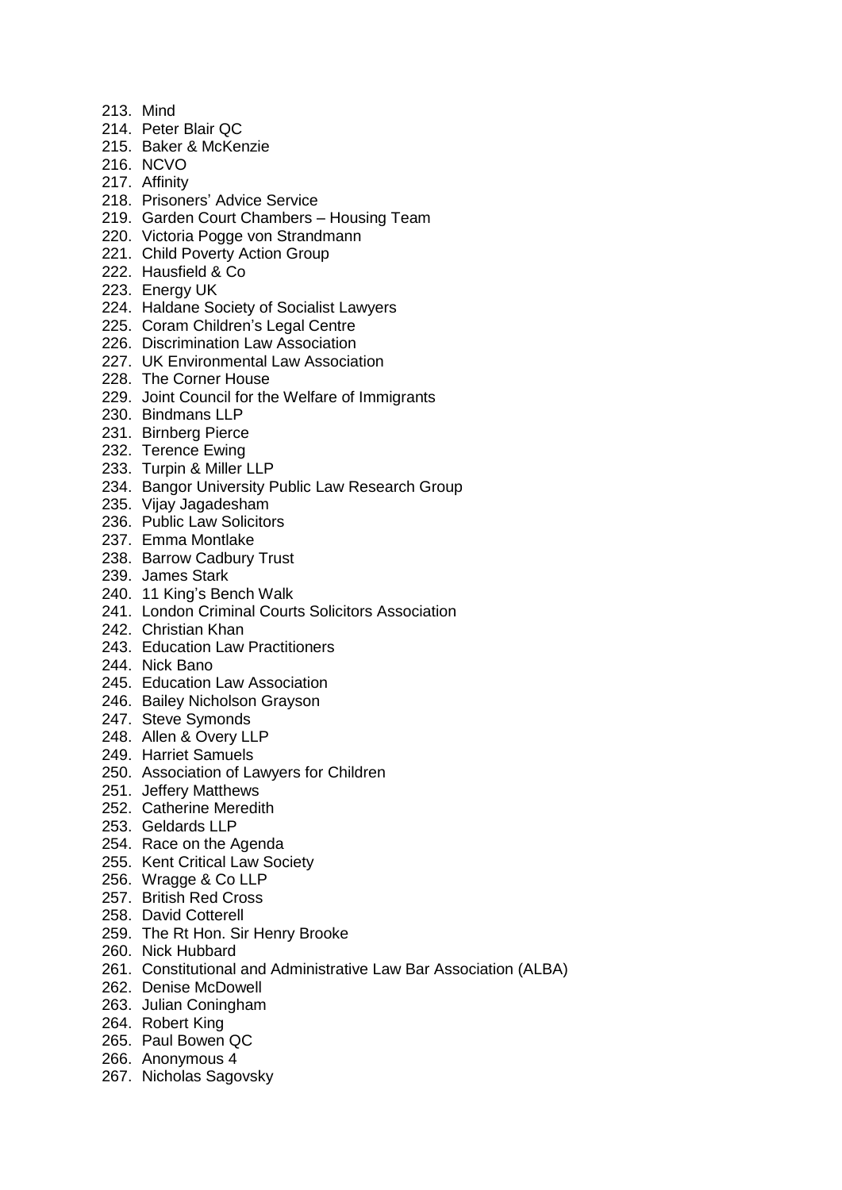213. Mind
214. Peter Blair QC
215. Baker & McKenzie
216. NCVO
217. Affinity
218. Prisoners' Advice Service
219. Garden Court Chambers – Housing Team
220. Victoria Pogge von Strandmann
221. Child Poverty Action Group
222. Hausfield & Co
223. Energy UK
224. Haldane Society of Socialist Lawyers
225. Coram Children's Legal Centre
226. Discrimination Law Association
227. UK Environmental Law Association
228. The Corner House
229. Joint Council for the Welfare of Immigrants
230. Bindmans LLP
231. Birnberg Pierce
232. Terence Ewing
233. Turpin & Miller LLP
234. Bangor University Public Law Research Group
235. Vijay Jagadesham
236. Public Law Solicitors
237. Emma Montlake
238. Barrow Cadbury Trust
239. James Stark
240. 11 King's Bench Walk
241. London Criminal Courts Solicitors Association
242. Christian Khan
243. Education Law Practitioners
244. Nick Bano
245. Education Law Association
246. Bailey Nicholson Grayson
247. Steve Symonds
248. Allen & Overy LLP
249. Harriet Samuels
250. Association of Lawyers for Children
251. Jeffery Matthews
252. Catherine Meredith
253. Geldards LLP
254. Race on the Agenda
255. Kent Critical Law Society
256. Wragge & Co LLP
257. British Red Cross
258. David Cotterell
259. The Rt Hon. Sir Henry Brooke
260. Nick Hubbard
261. Constitutional and Administrative Law Bar Association (ALBA)
262. Denise McDowell
263. Julian Coningham
264. Robert King
265. Paul Bowen QC
266. Anonymous 4
267. Nicholas Sagovsky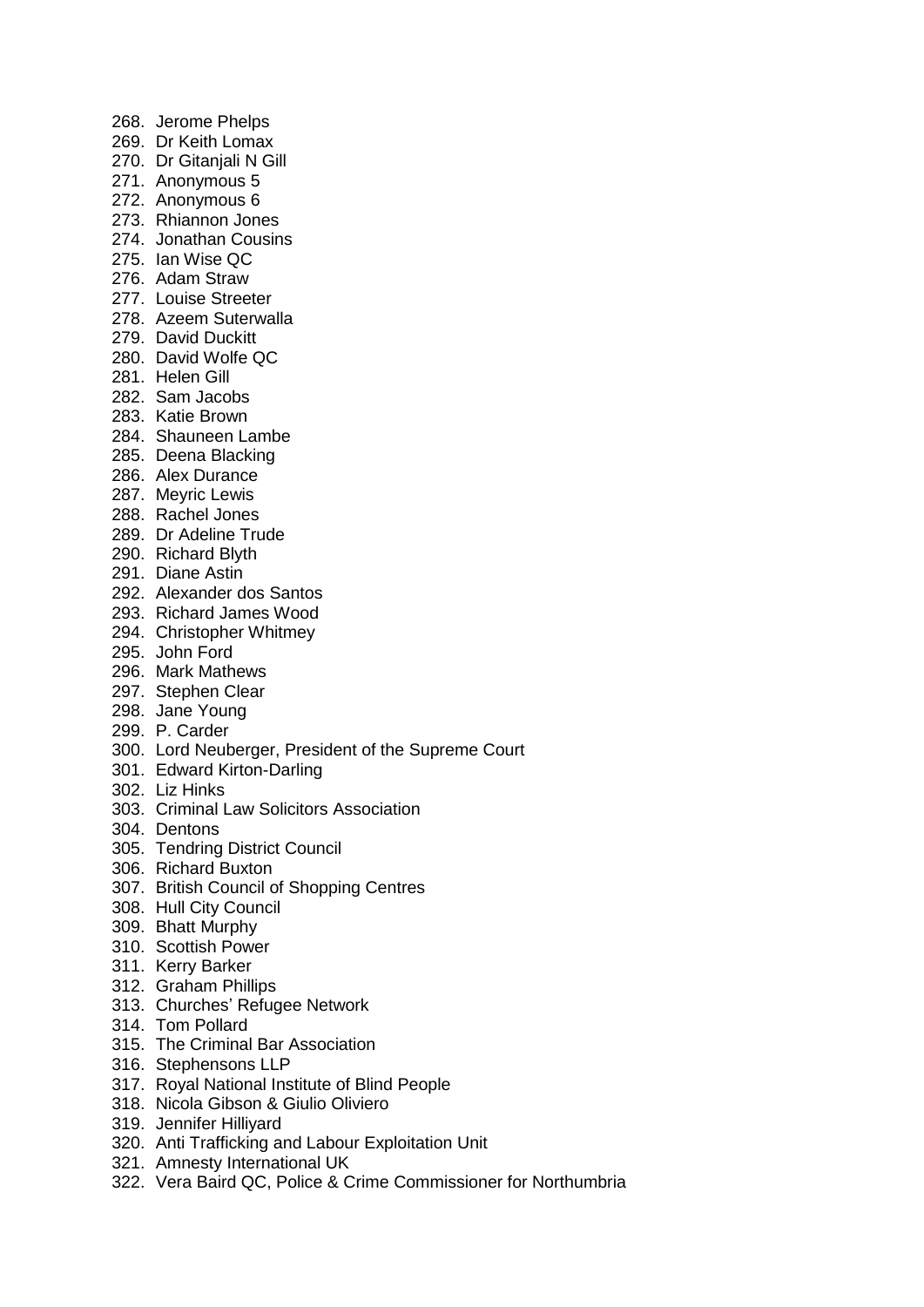268. Jerome Phelps
269. Dr Keith Lomax
270. Dr Gitanjali N Gill
271. Anonymous 5
272. Anonymous 6
273. Rhiannon Jones
274. Jonathan Cousins
275. Ian Wise QC
276. Adam Straw
277. Louise Streeter
278. Azeem Suterwalla
279. David Duckitt
280. David Wolfe QC
281. Helen Gill
282. Sam Jacobs
283. Katie Brown
284. Shauneen Lambe
285. Deena Blacking
286. Alex Durance
287. Meyric Lewis
288. Rachel Jones
289. Dr Adeline Trude
290. Richard Blyth
291. Diane Astin
292. Alexander dos Santos
293. Richard James Wood
294. Christopher Whitmey
295. John Ford
296. Mark Mathews
297. Stephen Clear
298. Jane Young
299. P. Carder
300. Lord Neuberger, President of the Supreme Court
301. Edward Kirton-Darling
302. Liz Hinks
303. Criminal Law Solicitors Association
304. Dentons
305. Tendring District Council
306. Richard Buxton
307. British Council of Shopping Centres
308. Hull City Council
309. Bhatt Murphy
310. Scottish Power
311. Kerry Barker
312. Graham Phillips
313. Churches' Refugee Network
314. Tom Pollard
315. The Criminal Bar Association
316. Stephensons LLP
317. Royal National Institute of Blind People
318. Nicola Gibson & Giulio Oliviero
319. Jennifer Hilliyard
320. Anti Trafficking and Labour Exploitation Unit
321. Amnesty International UK
322. Vera Baird QC, Police & Crime Commissioner for Northumbria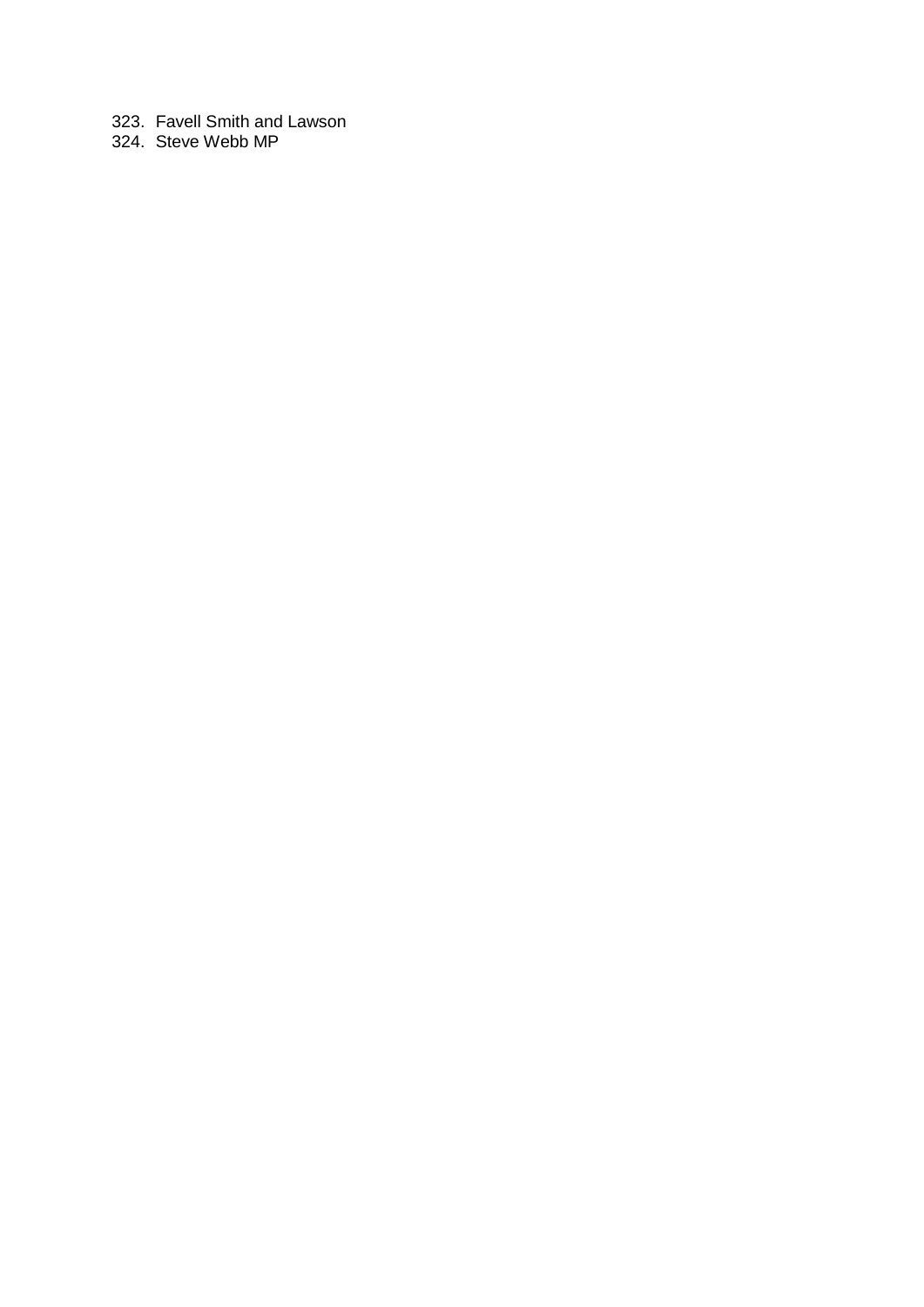323. Favell Smith and Lawson
324. Steve Webb MP